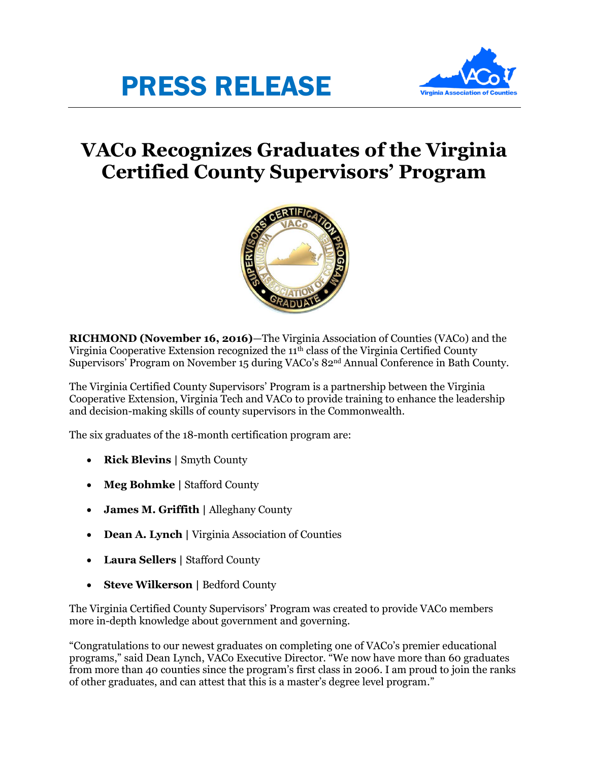# PRESS RELEASE

## VACo Recognizes Graduates of the Virginia Certified County Supervisors' Program

**RICHMOND (November 16, 2016)**—The Virginia Association of Counties (VACo) and the Virginia Cooperative Extension recognized the 11th class of the Virginia Certified County Supervisors' Program on November 15 during VACo's 82nd Annual Conference in Bath County.

The Virginia Certified County Supervisors' Program is a partnership between the Virginia Cooperative Extension, Virginia Tech and VACo to provide training to enhance the leadership and decision-making skills of county supervisors in the Commonwealth.

The six graduates of the 18-month certification program are:

- **Rick Blevins |** Smyth County
- **Meg Bohmke |** Stafford County
- **James M. Griffith |** Alleghany County
- **Dean A. Lynch |** Virginia Association of Counties
- **Laura Sellers |** Stafford County
- **Steve Wilkerson |** Bedford County

The Virginia Certified County Supervisors' Program was created to provide VACo members more in-depth knowledge about government and governing.

"Congratulations to our newest graduates on completing one of VACo's premier educational programs," said Dean Lynch, VACo Executive Director. "We now have more than 60 graduates from more than 40 counties since the program's first class in 2006. I am proud to join the ranks of other graduates, and can attest that this is a master's degree level program."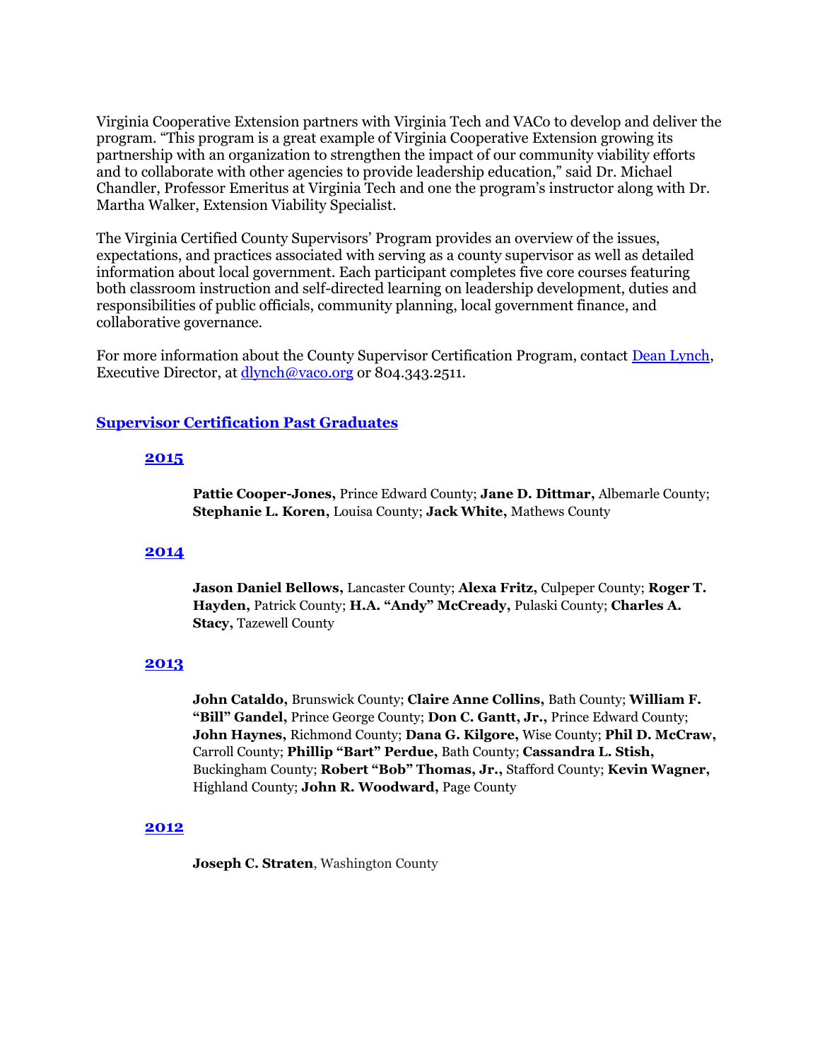Virginia Cooperative Extension partners with Virginia Tech and VACo to develop and deliver the program. "This program is a great example of Virginia Cooperative Extension growing its partnership with an organization to strengthen the impact of our community viability efforts and to collaborate with other agencies to provide leadership education," said Dr. Michael Chandler, Professor Emeritus at Virginia Tech and one the program's instructor along with Dr. Martha Walker, Extension Viability Specialist.

The Virginia Certified County Supervisors' Program provides an overview of the issues, expectations, and practices associated with serving as a county supervisor as well as detailed information about local government. Each participant completes five core courses featuring both classroom instruction and self-directed learning on leadership development, duties and responsibilities of public officials, community planning, local government finance, and collaborative governance.

For more information about the County Supervisor Certification Program, contact [Dean Lynch](), Executive Director, at [dlynch@vaco.org]() or 804.343.2511.

## [Supervisor Certification Past Graduates]()

### [2015]()

**Pattie Cooper-Jones,** Prince Edward County; **Jane D. Dittmar,** Albemarle County; **Stephanie L. Koren,** Louisa County; **Jack White,** Mathews County

### [2014]()

**Jason Daniel Bellows,** Lancaster County; **Alexa Fritz,** Culpeper County; **Roger T. Hayden,** Patrick County; **H.A. "Andy" McCready,** Pulaski County; **Charles A. Stacy,** Tazewell County

### [2013]()

**John Cataldo,** Brunswick County; **Claire Anne Collins,** Bath County; **William F. "Bill" Gandel,** Prince George County; **Don C. Gantt, Jr.,** Prince Edward County; **John Haynes,** Richmond County; **Dana G. Kilgore,** Wise County; **Phil D. McCraw,** Carroll County; **Phillip "Bart" Perdue,** Bath County; **Cassandra L. Stish,** Buckingham County; **Robert "Bob" Thomas, Jr.,** Stafford County; **Kevin Wagner,** Highland County; **John R. Woodward,** Page County

### [2012]()

**Joseph C. Straten**, Washington County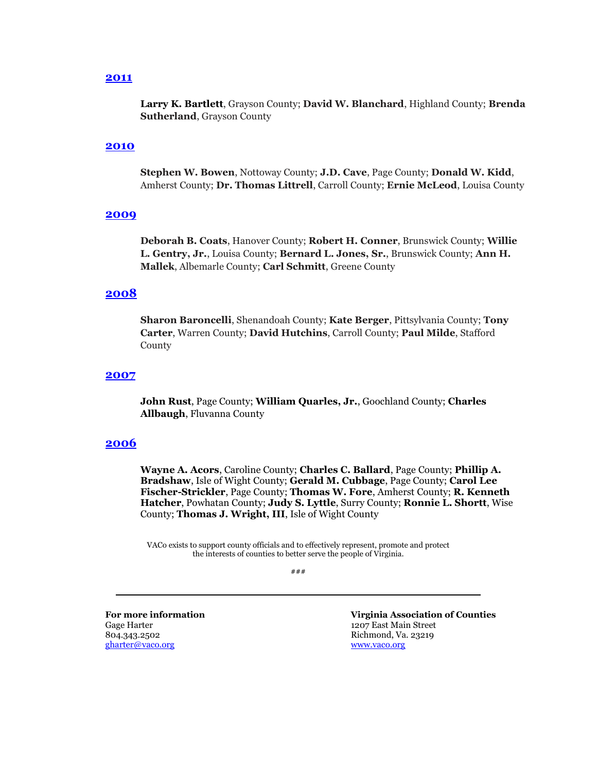## [2011]

**Larry K. Bartlett**, Grayson County; **David W. Blanchard**, Highland County; **Brenda Sutherland**, Grayson County

## [2010]

**Stephen W. Bowen**, Nottoway County; **J.D. Cave**, Page County; **Donald W. Kidd**, Amherst County; **Dr. Thomas Littrell**, Carroll County; **Ernie McLeod**, Louisa County

## [2009]

**Deborah B. Coats**, Hanover County; **Robert H. Conner**, Brunswick County; **Willie L. Gentry, Jr.**, Louisa County; **Bernard L. Jones, Sr.**, Brunswick County; **Ann H. Mallek**, Albemarle County; **Carl Schmitt**, Greene County

## [2008]

**Sharon Baroncelli**, Shenandoah County; **Kate Berger**, Pittsylvania County; **Tony Carter**, Warren County; **David Hutchins**, Carroll County; **Paul Milde**, Stafford County

## [2007]

**John Rust**, Page County; **William Quarles, Jr.**, Goochland County; **Charles Allbaugh**, Fluvanna County

## [2006]

**Wayne A. Acors**, Caroline County; **Charles C. Ballard**, Page County; **Phillip A. Bradshaw**, Isle of Wight County; **Gerald M. Cubbage**, Page County; **Carol Lee Fischer-Strickler**, Page County; **Thomas W. Fore**, Amherst County; **R. Kenneth Hatcher**, Powhatan County; **Judy S. Lyttle**, Surry County; **Ronnie L. Shortt**, Wise County; **Thomas J. Wright, III**, Isle of Wight County

VACo exists to support county officials and to effectively represent, promote and protect the interests of counties to better serve the people of Virginia.

###

---

**For more information**
Gage Harter
804.343.2502
gharter@vaco.org

**Virginia Association of Counties**
1207 East Main Street
Richmond, Va. 23219
www.vaco.org